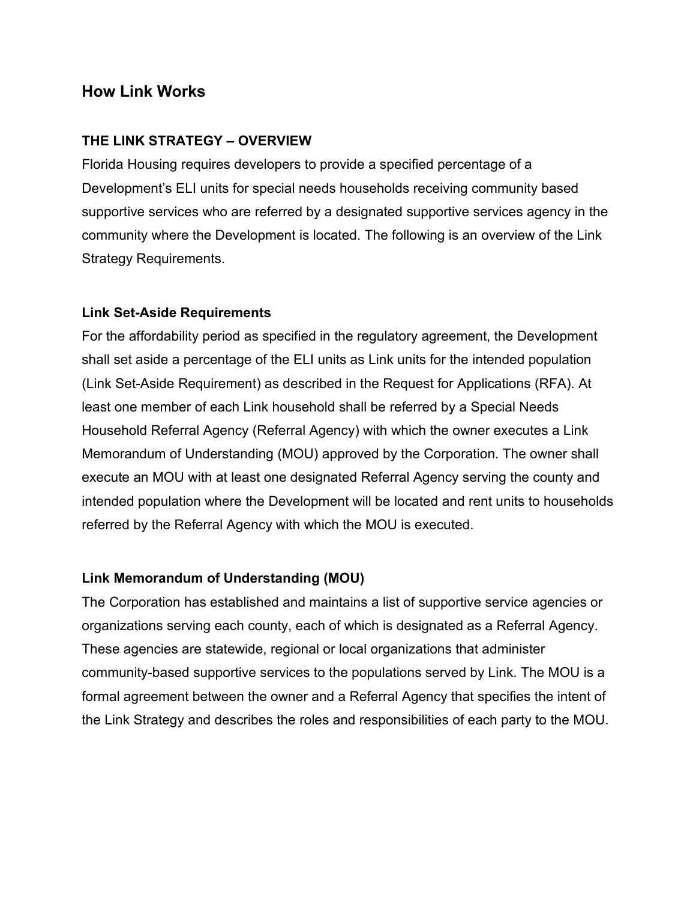## How Link Works

### THE LINK STRATEGY – OVERVIEW

Florida Housing requires developers to provide a specified percentage of a Development's ELI units for special needs households receiving community based supportive services who are referred by a designated supportive services agency in the community where the Development is located. The following is an overview of the Link Strategy Requirements.

### Link Set-Aside Requirements

For the affordability period as specified in the regulatory agreement, the Development shall set aside a percentage of the ELI units as Link units for the intended population (Link Set-Aside Requirement) as described in the Request for Applications (RFA). At least one member of each Link household shall be referred by a Special Needs Household Referral Agency (Referral Agency) with which the owner executes a Link Memorandum of Understanding (MOU) approved by the Corporation. The owner shall execute an MOU with at least one designated Referral Agency serving the county and intended population where the Development will be located and rent units to households referred by the Referral Agency with which the MOU is executed.

### Link Memorandum of Understanding (MOU)

The Corporation has established and maintains a list of supportive service agencies or organizations serving each county, each of which is designated as a Referral Agency. These agencies are statewide, regional or local organizations that administer community-based supportive services to the populations served by Link. The MOU is a formal agreement between the owner and a Referral Agency that specifies the intent of the Link Strategy and describes the roles and responsibilities of each party to the MOU.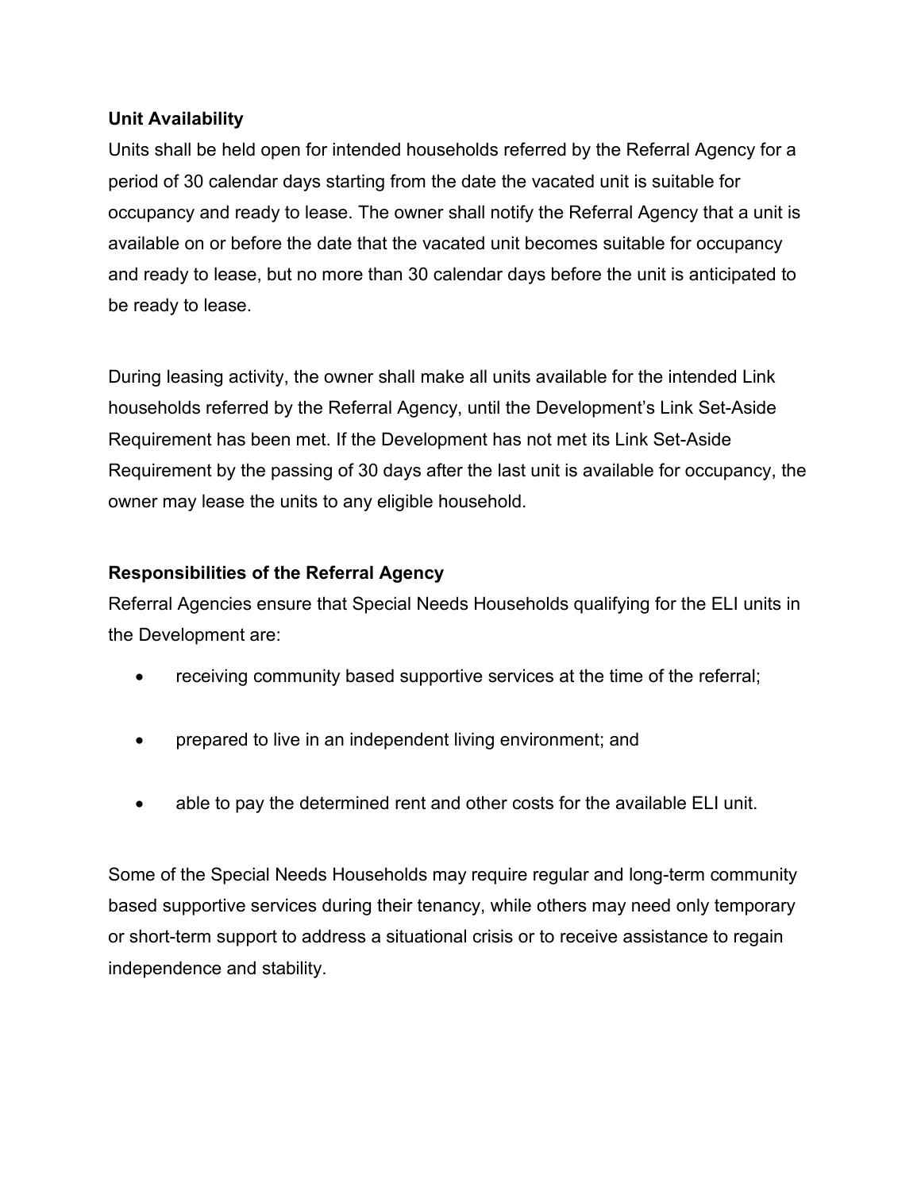**Unit Availability**

Units shall be held open for intended households referred by the Referral Agency for a period of 30 calendar days starting from the date the vacated unit is suitable for occupancy and ready to lease. The owner shall notify the Referral Agency that a unit is available on or before the date that the vacated unit becomes suitable for occupancy and ready to lease, but no more than 30 calendar days before the unit is anticipated to be ready to lease.

During leasing activity, the owner shall make all units available for the intended Link households referred by the Referral Agency, until the Development's Link Set-Aside Requirement has been met. If the Development has not met its Link Set-Aside Requirement by the passing of 30 days after the last unit is available for occupancy, the owner may lease the units to any eligible household.

**Responsibilities of the Referral Agency**

Referral Agencies ensure that Special Needs Households qualifying for the ELI units in the Development are:

- receiving community based supportive services at the time of the referral;
- prepared to live in an independent living environment; and
- able to pay the determined rent and other costs for the available ELI unit.

Some of the Special Needs Households may require regular and long-term community based supportive services during their tenancy, while others may need only temporary or short-term support to address a situational crisis or to receive assistance to regain independence and stability.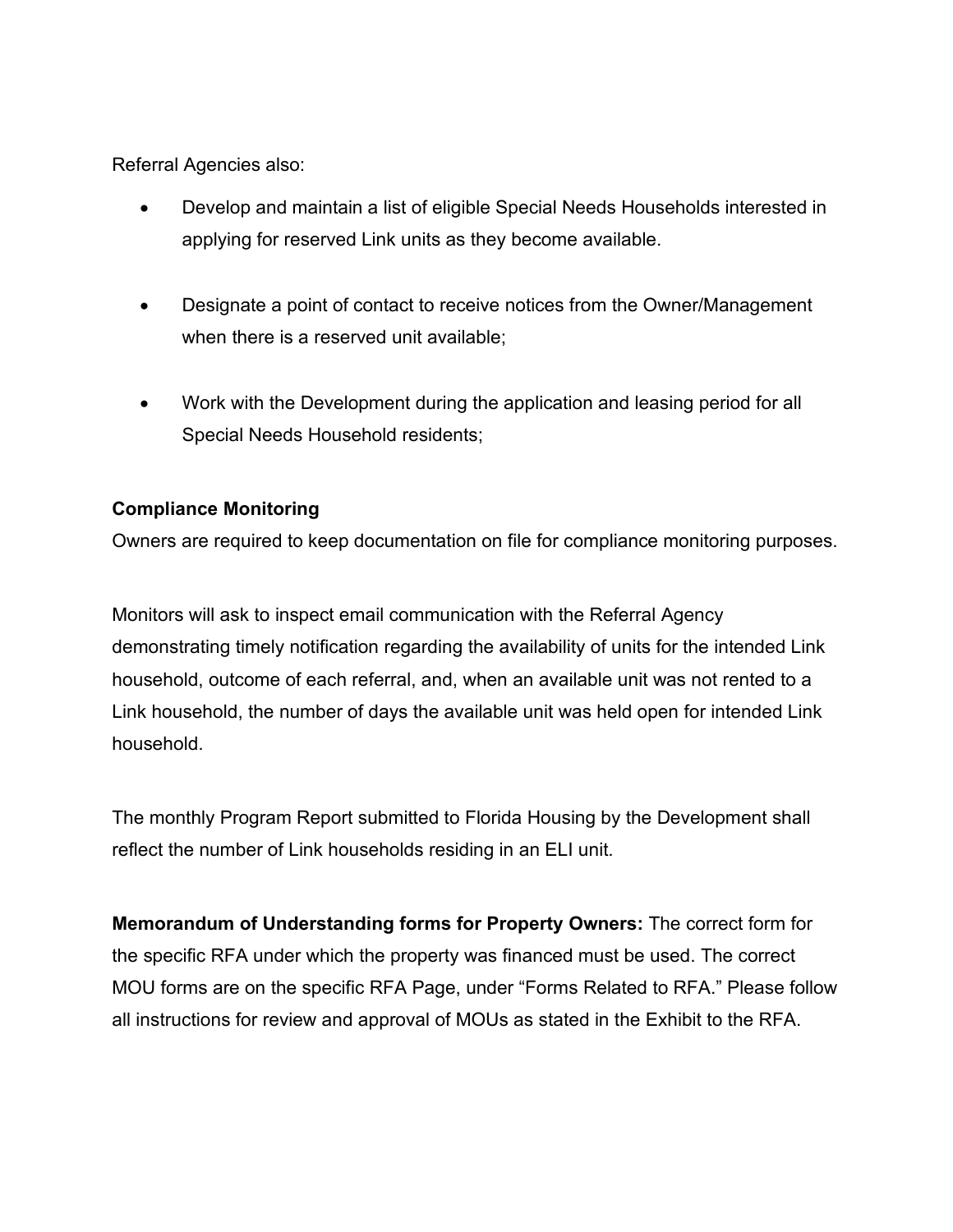Referral Agencies also:

- Develop and maintain a list of eligible Special Needs Households interested in applying for reserved Link units as they become available.
- Designate a point of contact to receive notices from the Owner/Management when there is a reserved unit available;
- Work with the Development during the application and leasing period for all Special Needs Household residents;

**Compliance Monitoring**
Owners are required to keep documentation on file for compliance monitoring purposes.

Monitors will ask to inspect email communication with the Referral Agency demonstrating timely notification regarding the availability of units for the intended Link household, outcome of each referral, and, when an available unit was not rented to a Link household, the number of days the available unit was held open for intended Link household.

The monthly Program Report submitted to Florida Housing by the Development shall reflect the number of Link households residing in an ELI unit.

**Memorandum of Understanding forms for Property Owners:** The correct form for the specific RFA under which the property was financed must be used. The correct MOU forms are on the specific RFA Page, under "Forms Related to RFA." Please follow all instructions for review and approval of MOUs as stated in the Exhibit to the RFA.